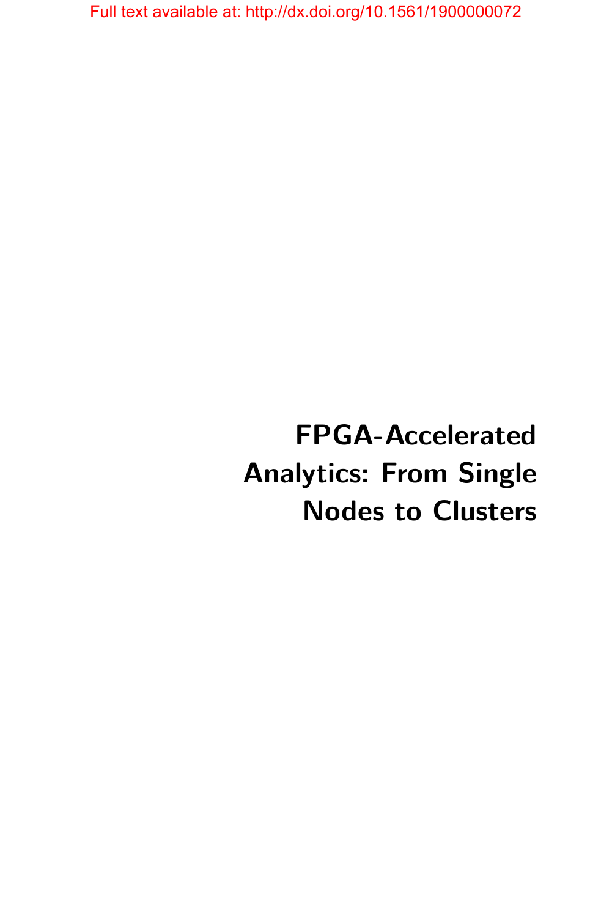Full text available at: http://dx.doi.org/10.1561/1900000072

# FPGA-Accelerated Analytics: From Single Nodes to Clusters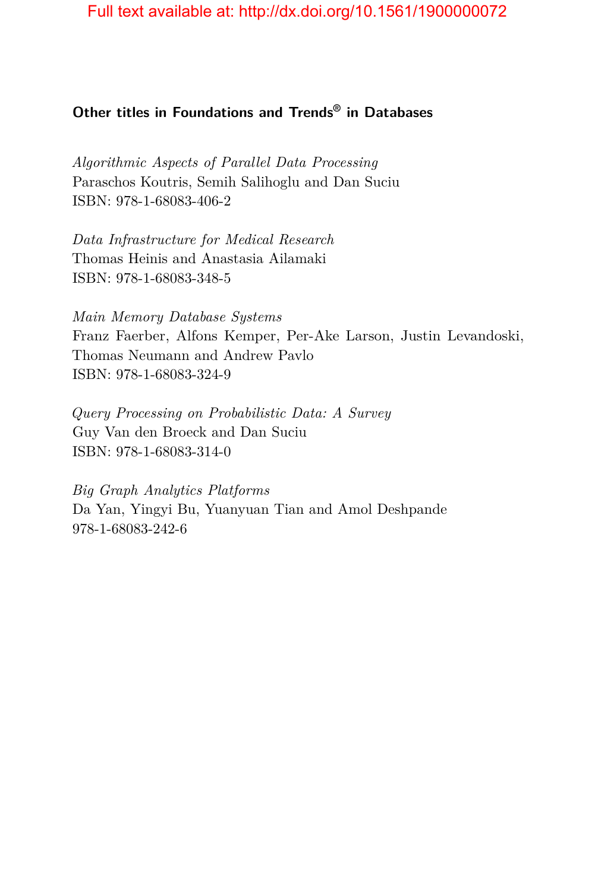## Other titles in Foundations and Trends® in Databases

*Algorithmic Aspects of Parallel Data Processing*
Paraschos Koutris, Semih Salihoglu and Dan Suciu
ISBN: 978-1-68083-406-2

*Data Infrastructure for Medical Research*
Thomas Heinis and Anastasia Ailamaki
ISBN: 978-1-68083-348-5

*Main Memory Database Systems*
Franz Faerber, Alfons Kemper, Per-Ake Larson, Justin Levandoski, Thomas Neumann and Andrew Pavlo
ISBN: 978-1-68083-324-9

*Query Processing on Probabilistic Data: A Survey*
Guy Van den Broeck and Dan Suciu
ISBN: 978-1-68083-314-0

*Big Graph Analytics Platforms*
Da Yan, Yingyi Bu, Yuanyuan Tian and Amol Deshpande
978-1-68083-242-6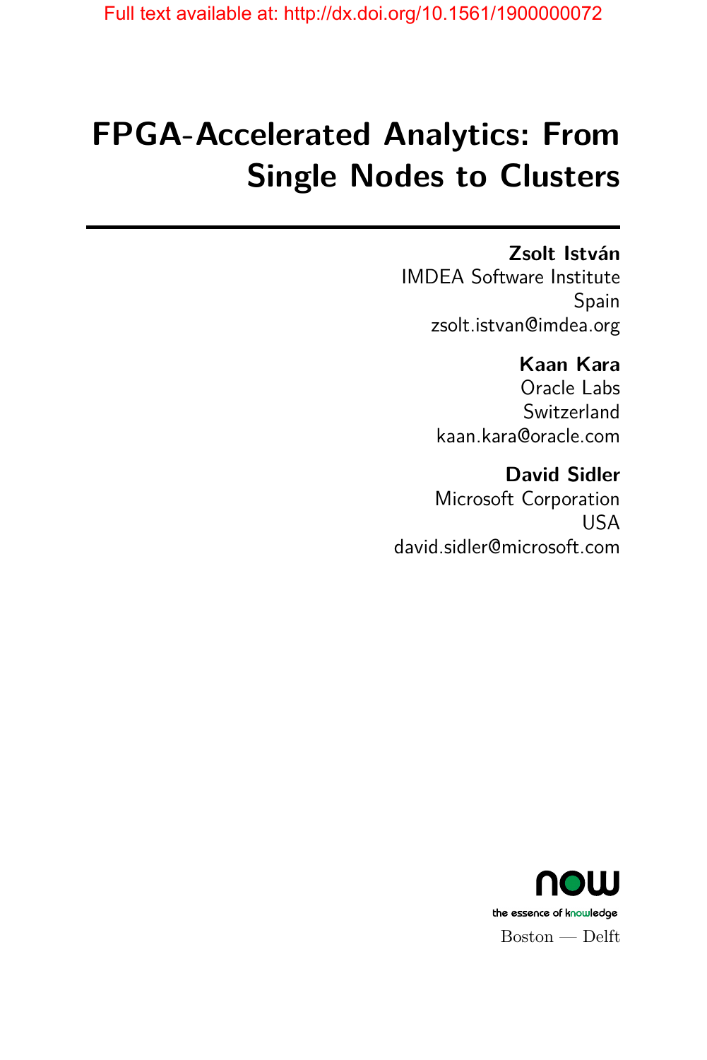Full text available at: http://dx.doi.org/10.1561/1900000072

# FPGA-Accelerated Analytics: From Single Nodes to Clusters

**Zsolt István**
IMDEA Software Institute
Spain
zsolt.istvan@imdea.org

**Kaan Kara**
Oracle Labs
Switzerland
kaan.kara@oracle.com

**David Sidler**
Microsoft Corporation
USA
david.sidler@microsoft.com

now
the essence of knowledge
Boston — Delft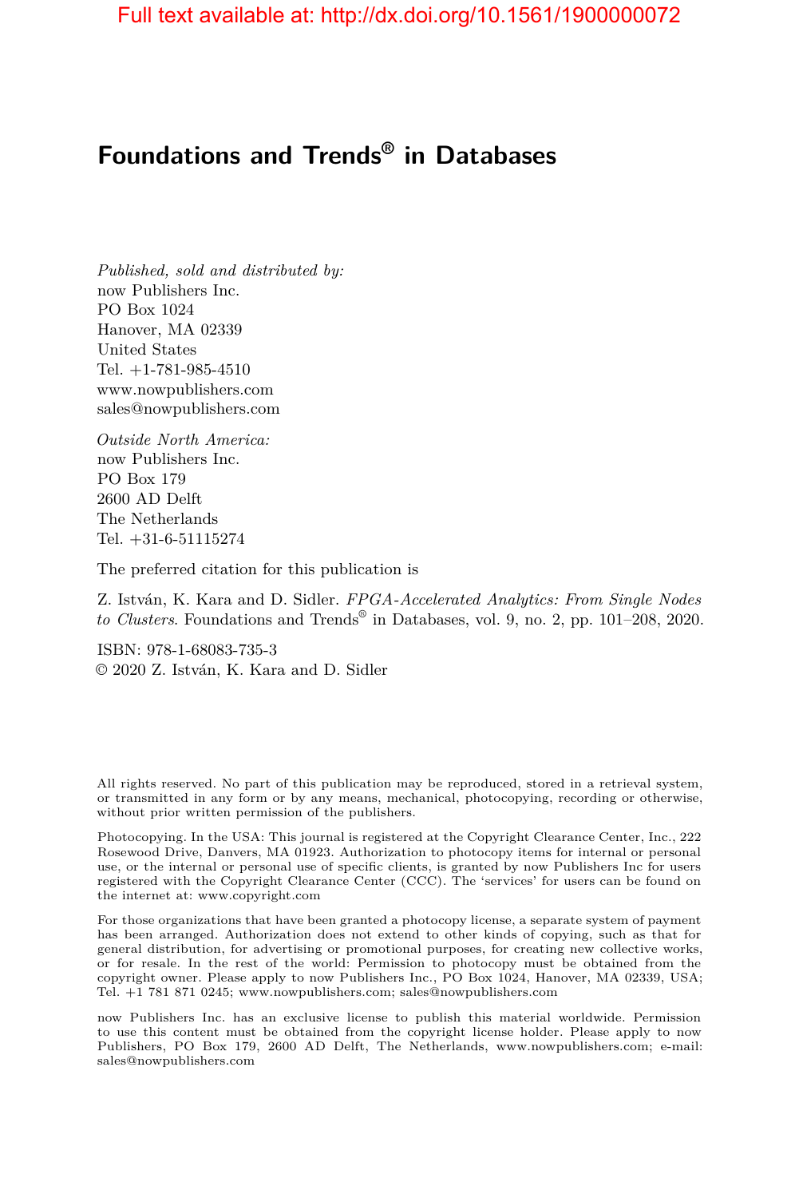Full text available at: http://dx.doi.org/10.1561/1900000072

# Foundations and Trends® in Databases

*Published, sold and distributed by:*
now Publishers Inc.
PO Box 1024
Hanover, MA 02339
United States
Tel. +1-781-985-4510
www.nowpublishers.com
sales@nowpublishers.com

*Outside North America:*
now Publishers Inc.
PO Box 179
2600 AD Delft
The Netherlands
Tel. +31-6-51115274

The preferred citation for this publication is

Z. István, K. Kara and D. Sidler. *FPGA-Accelerated Analytics: From Single Nodes to Clusters*. Foundations and Trends® in Databases, vol. 9, no. 2, pp. 101–208, 2020.

ISBN: 978-1-68083-735-3
© 2020 Z. István, K. Kara and D. Sidler

All rights reserved. No part of this publication may be reproduced, stored in a retrieval system, or transmitted in any form or by any means, mechanical, photocopying, recording or otherwise, without prior written permission of the publishers.

Photocopying. In the USA: This journal is registered at the Copyright Clearance Center, Inc., 222 Rosewood Drive, Danvers, MA 01923. Authorization to photocopy items for internal or personal use, or the internal or personal use of specific clients, is granted by now Publishers Inc for users registered with the Copyright Clearance Center (CCC). The 'services' for users can be found on the internet at: www.copyright.com

For those organizations that have been granted a photocopy license, a separate system of payment has been arranged. Authorization does not extend to other kinds of copying, such as that for general distribution, for advertising or promotional purposes, for creating new collective works, or for resale. In the rest of the world: Permission to photocopy must be obtained from the copyright owner. Please apply to now Publishers Inc., PO Box 1024, Hanover, MA 02339, USA; Tel. +1 781 871 0245; www.nowpublishers.com; sales@nowpublishers.com

now Publishers Inc. has an exclusive license to publish this material worldwide. Permission to use this content must be obtained from the copyright license holder. Please apply to now Publishers, PO Box 179, 2600 AD Delft, The Netherlands, www.nowpublishers.com; e-mail: sales@nowpublishers.com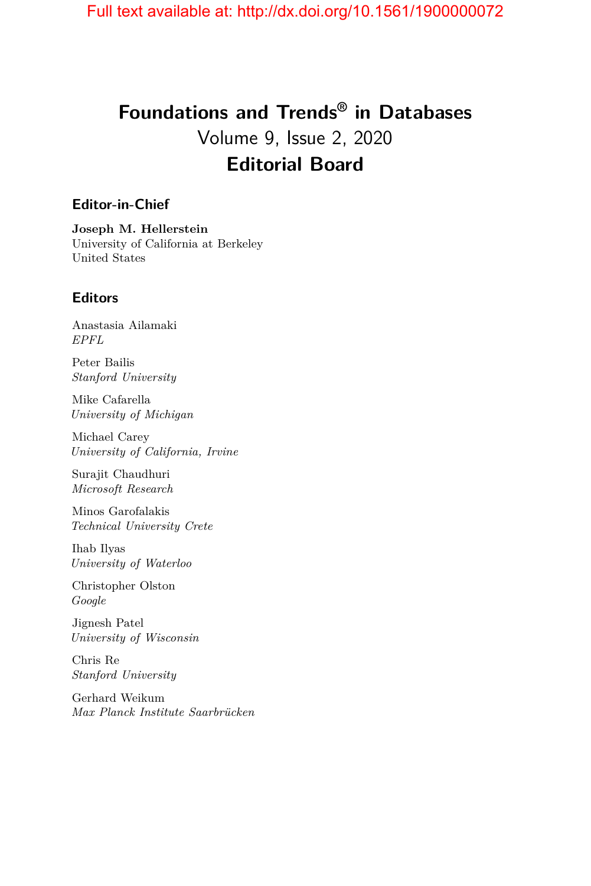# Foundations and Trends® in Databases

Volume 9, Issue 2, 2020

## Editorial Board

### Editor-in-Chief

**Joseph M. Hellerstein**
University of California at Berkeley
United States

### Editors

Anastasia Ailamaki
*EPFL*

Peter Bailis
*Stanford University*

Mike Cafarella
*University of Michigan*

Michael Carey
*University of California, Irvine*

Surajit Chaudhuri
*Microsoft Research*

Minos Garofalakis
*Technical University Crete*

Ihab Ilyas
*University of Waterloo*

Christopher Olston
*Google*

Jignesh Patel
*University of Wisconsin*

Chris Re
*Stanford University*

Gerhard Weikum
*Max Planck Institute Saarbrücken*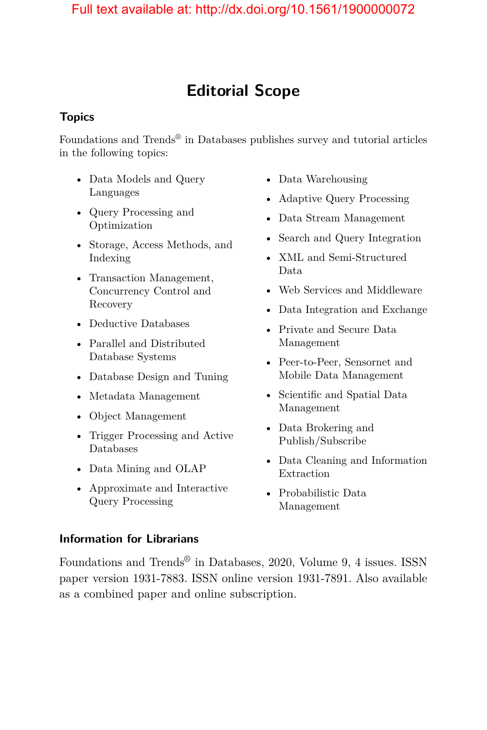# Editorial Scope

## Topics

Foundations and Trends® in Databases publishes survey and tutorial articles in the following topics:

- Data Models and Query Languages
- Query Processing and Optimization
- Storage, Access Methods, and Indexing
- Transaction Management, Concurrency Control and Recovery
- Deductive Databases
- Parallel and Distributed Database Systems
- Database Design and Tuning
- Metadata Management
- Object Management
- Trigger Processing and Active Databases
- Data Mining and OLAP
- Approximate and Interactive Query Processing
- Data Warehousing
- Adaptive Query Processing
- Data Stream Management
- Search and Query Integration
- XML and Semi-Structured Data
- Web Services and Middleware
- Data Integration and Exchange
- Private and Secure Data Management
- Peer-to-Peer, Sensornet and Mobile Data Management
- Scientific and Spatial Data Management
- Data Brokering and Publish/Subscribe
- Data Cleaning and Information Extraction
- Probabilistic Data Management

## Information for Librarians

Foundations and Trends® in Databases, 2020, Volume 9, 4 issues. ISSN paper version 1931-7883. ISSN online version 1931-7891. Also available as a combined paper and online subscription.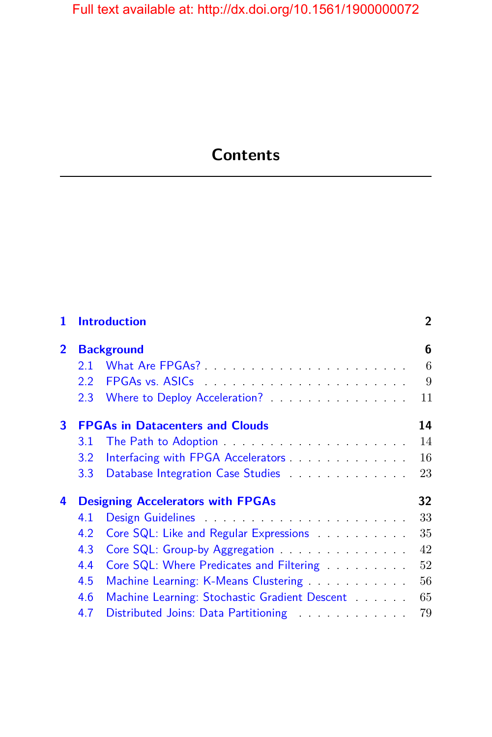# Contents

| | | |
|---|---|---|
| **1** | **Introduction** | **2** |
| **2** | **Background** | **6** |
| 2.1 | What Are FPGAs? | 6 |
| 2.2 | FPGAs vs. ASICs | 9 |
| 2.3 | Where to Deploy Acceleration? | 11 |
| **3** | **FPGAs in Datacenters and Clouds** | **14** |
| 3.1 | The Path to Adoption | 14 |
| 3.2 | Interfacing with FPGA Accelerators | 16 |
| 3.3 | Database Integration Case Studies | 23 |
| **4** | **Designing Accelerators with FPGAs** | **32** |
| 4.1 | Design Guidelines | 33 |
| 4.2 | Core SQL: Like and Regular Expressions | 35 |
| 4.3 | Core SQL: Group-by Aggregation | 42 |
| 4.4 | Core SQL: Where Predicates and Filtering | 52 |
| 4.5 | Machine Learning: K-Means Clustering | 56 |
| 4.6 | Machine Learning: Stochastic Gradient Descent | 65 |
| 4.7 | Distributed Joins: Data Partitioning | 79 |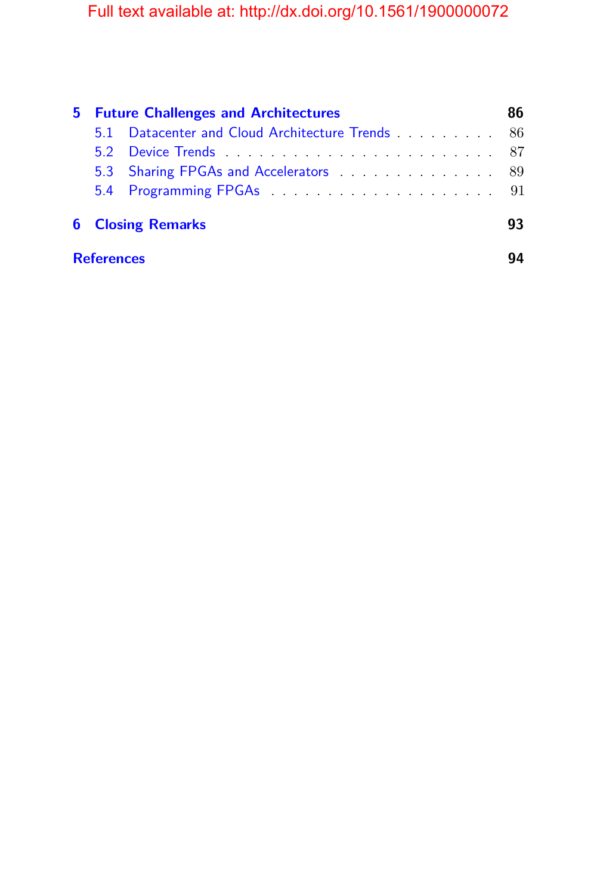**5 Future Challenges and Architectures** **86**

- 5.1 Datacenter and Cloud Architecture Trends . . . . . . . . . 86
- 5.2 Device Trends . . . . . . . . . . . . . . . . . . . . . . . . 87
- 5.3 Sharing FPGAs and Accelerators . . . . . . . . . . . . . . 89
- 5.4 Programming FPGAs . . . . . . . . . . . . . . . . . . . . 91

**6 Closing Remarks** **93**

**References** **94**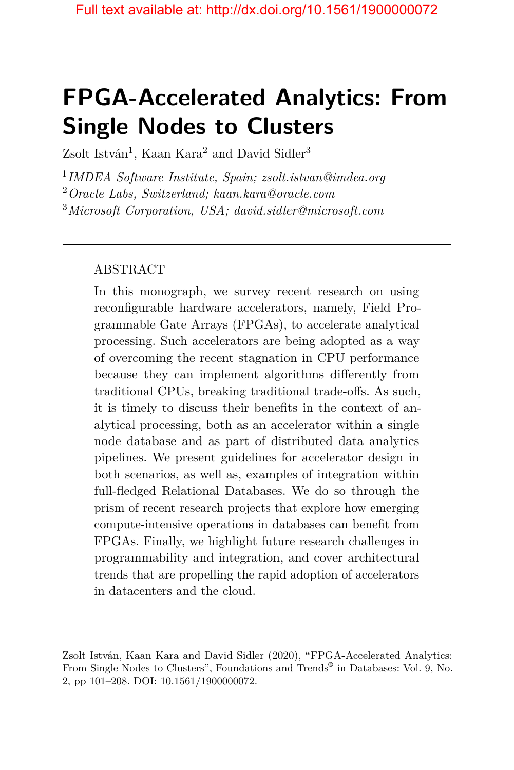# FPGA-Accelerated Analytics: From Single Nodes to Clusters

Zsolt István[1], Kaan Kara[2] and David Sidler[3]

[1] *IMDEA Software Institute, Spain; zsolt.istvan@imdea.org*
[2] *Oracle Labs, Switzerland; kaan.kara@oracle.com*
[3] *Microsoft Corporation, USA; david.sidler@microsoft.com*

---

## ABSTRACT

In this monograph, we survey recent research on using reconfigurable hardware accelerators, namely, Field Programmable Gate Arrays (FPGAs), to accelerate analytical processing. Such accelerators are being adopted as a way of overcoming the recent stagnation in CPU performance because they can implement algorithms differently from traditional CPUs, breaking traditional trade-offs. As such, it is timely to discuss their benefits in the context of analytical processing, both as an accelerator within a single node database and as part of distributed data analytics pipelines. We present guidelines for accelerator design in both scenarios, as well as, examples of integration within full-fledged Relational Databases. We do so through the prism of recent research projects that explore how emerging compute-intensive operations in databases can benefit from FPGAs. Finally, we highlight future research challenges in programmability and integration, and cover architectural trends that are propelling the rapid adoption of accelerators in datacenters and the cloud.

---

Zsolt István, Kaan Kara and David Sidler (2020), "FPGA-Accelerated Analytics: From Single Nodes to Clusters", Foundations and Trends® in Databases: Vol. 9, No. 2, pp 101–208. DOI: 10.1561/1900000072.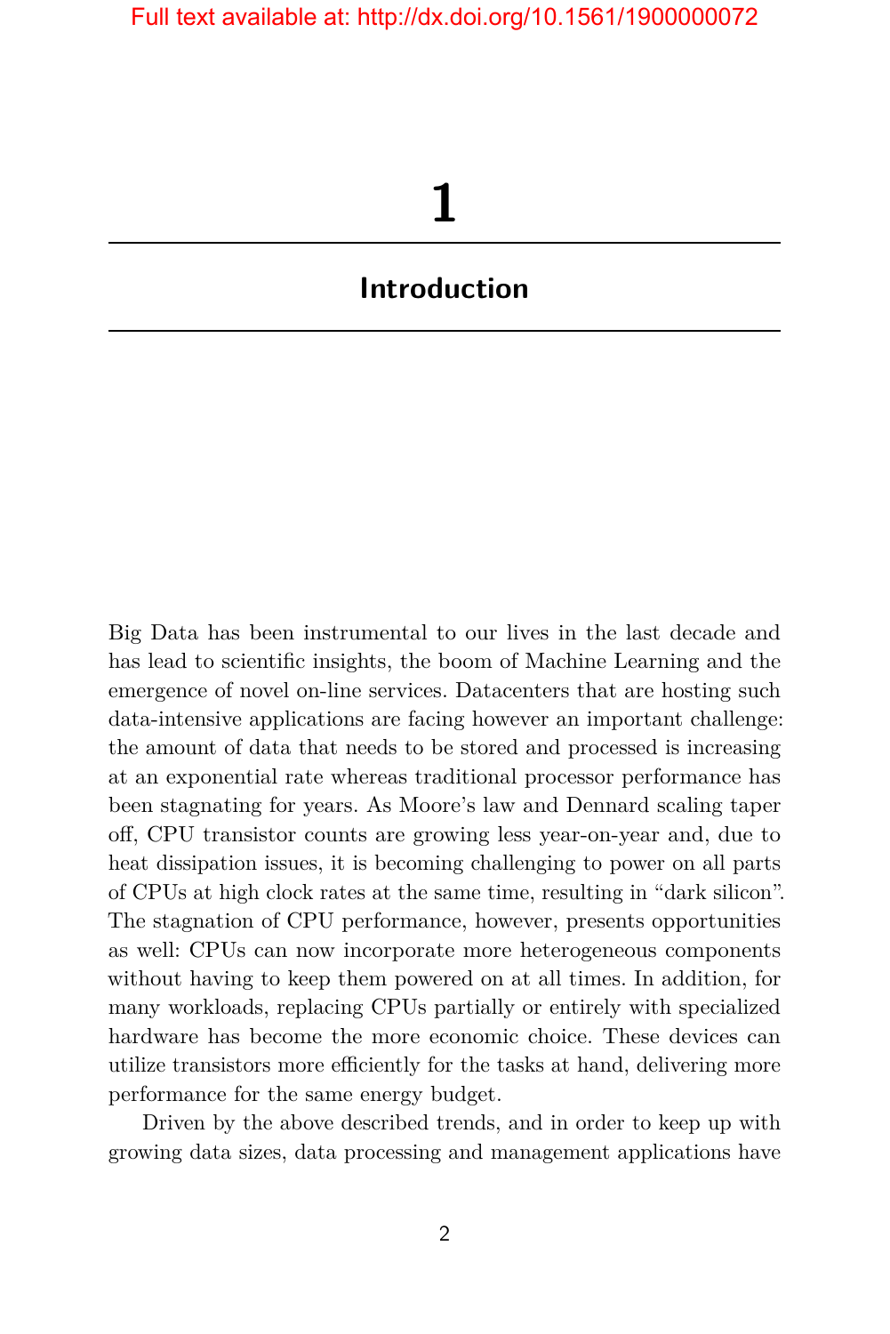# 1

# Introduction

Big Data has been instrumental to our lives in the last decade and has lead to scientific insights, the boom of Machine Learning and the emergence of novel on-line services. Datacenters that are hosting such data-intensive applications are facing however an important challenge: the amount of data that needs to be stored and processed is increasing at an exponential rate whereas traditional processor performance has been stagnating for years. As Moore's law and Dennard scaling taper off, CPU transistor counts are growing less year-on-year and, due to heat dissipation issues, it is becoming challenging to power on all parts of CPUs at high clock rates at the same time, resulting in "dark silicon". The stagnation of CPU performance, however, presents opportunities as well: CPUs can now incorporate more heterogeneous components without having to keep them powered on at all times. In addition, for many workloads, replacing CPUs partially or entirely with specialized hardware has become the more economic choice. These devices can utilize transistors more efficiently for the tasks at hand, delivering more performance for the same energy budget.

Driven by the above described trends, and in order to keep up with growing data sizes, data processing and management applications have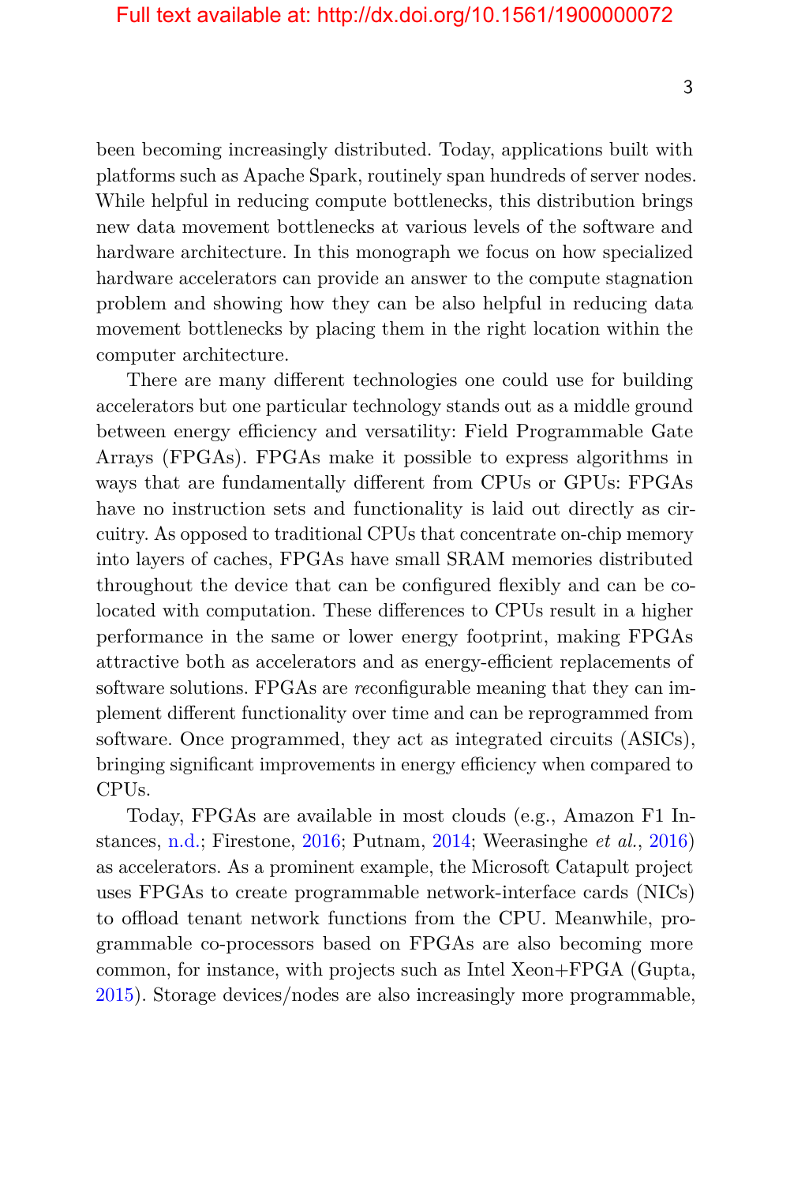been becoming increasingly distributed. Today, applications built with platforms such as Apache Spark, routinely span hundreds of server nodes. While helpful in reducing compute bottlenecks, this distribution brings new data movement bottlenecks at various levels of the software and hardware architecture. In this monograph we focus on how specialized hardware accelerators can provide an answer to the compute stagnation problem and showing how they can be also helpful in reducing data movement bottlenecks by placing them in the right location within the computer architecture.

There are many different technologies one could use for building accelerators but one particular technology stands out as a middle ground between energy efficiency and versatility: Field Programmable Gate Arrays (FPGAs). FPGAs make it possible to express algorithms in ways that are fundamentally different from CPUs or GPUs: FPGAs have no instruction sets and functionality is laid out directly as circuitry. As opposed to traditional CPUs that concentrate on-chip memory into layers of caches, FPGAs have small SRAM memories distributed throughout the device that can be configured flexibly and can be co-located with computation. These differences to CPUs result in a higher performance in the same or lower energy footprint, making FPGAs attractive both as accelerators and as energy-efficient replacements of software solutions. FPGAs are *re*configurable meaning that they can implement different functionality over time and can be reprogrammed from software. Once programmed, they act as integrated circuits (ASICs), bringing significant improvements in energy efficiency when compared to CPUs.

Today, FPGAs are available in most clouds (e.g., Amazon F1 Instances, n.d.; Firestone, 2016; Putnam, 2014; Weerasinghe *et al.*, 2016) as accelerators. As a prominent example, the Microsoft Catapult project uses FPGAs to create programmable network-interface cards (NICs) to offload tenant network functions from the CPU. Meanwhile, programmable co-processors based on FPGAs are also becoming more common, for instance, with projects such as Intel Xeon+FPGA (Gupta, 2015). Storage devices/nodes are also increasingly more programmable,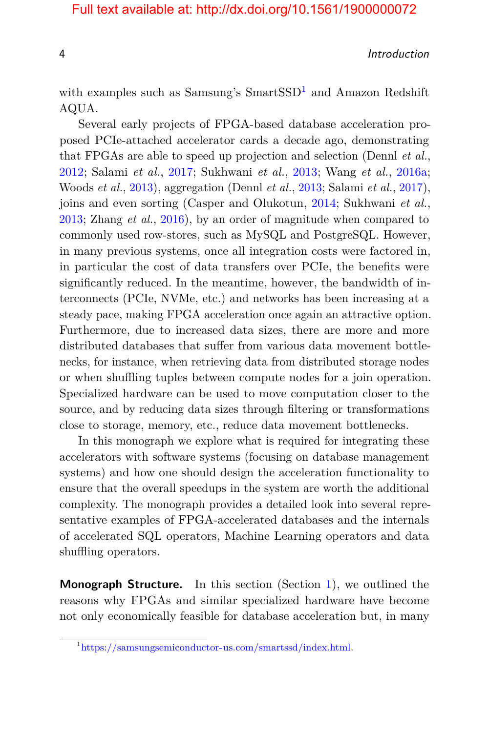with examples such as Samsung's SmartSSD[1] and Amazon Redshift AQUA.

Several early projects of FPGA-based database acceleration proposed PCIe-attached accelerator cards a decade ago, demonstrating that FPGAs are able to speed up projection and selection (Dennl *et al.*, 2012; Salami *et al.*, 2017; Sukhwani *et al.*, 2013; Wang *et al.*, 2016a; Woods *et al.*, 2013), aggregation (Dennl *et al.*, 2013; Salami *et al.*, 2017), joins and even sorting (Casper and Olukotun, 2014; Sukhwani *et al.*, 2013; Zhang *et al.*, 2016), by an order of magnitude when compared to commonly used row-stores, such as MySQL and PostgreSQL. However, in many previous systems, once all integration costs were factored in, in particular the cost of data transfers over PCIe, the benefits were significantly reduced. In the meantime, however, the bandwidth of interconnects (PCIe, NVMe, etc.) and networks has been increasing at a steady pace, making FPGA acceleration once again an attractive option. Furthermore, due to increased data sizes, there are more and more distributed databases that suffer from various data movement bottlenecks, for instance, when retrieving data from distributed storage nodes or when shuffling tuples between compute nodes for a join operation. Specialized hardware can be used to move computation closer to the source, and by reducing data sizes through filtering or transformations close to storage, memory, etc., reduce data movement bottlenecks.

In this monograph we explore what is required for integrating these accelerators with software systems (focusing on database management systems) and how one should design the acceleration functionality to ensure that the overall speedups in the system are worth the additional complexity. The monograph provides a detailed look into several representative examples of FPGA-accelerated databases and the internals of accelerated SQL operators, Machine Learning operators and data shuffling operators.

**Monograph Structure.** In this section (Section 1), we outlined the reasons why FPGAs and similar specialized hardware have become not only economically feasible for database acceleration but, in many

[1] https://samsungsemiconductor-us.com/smartssd/index.html.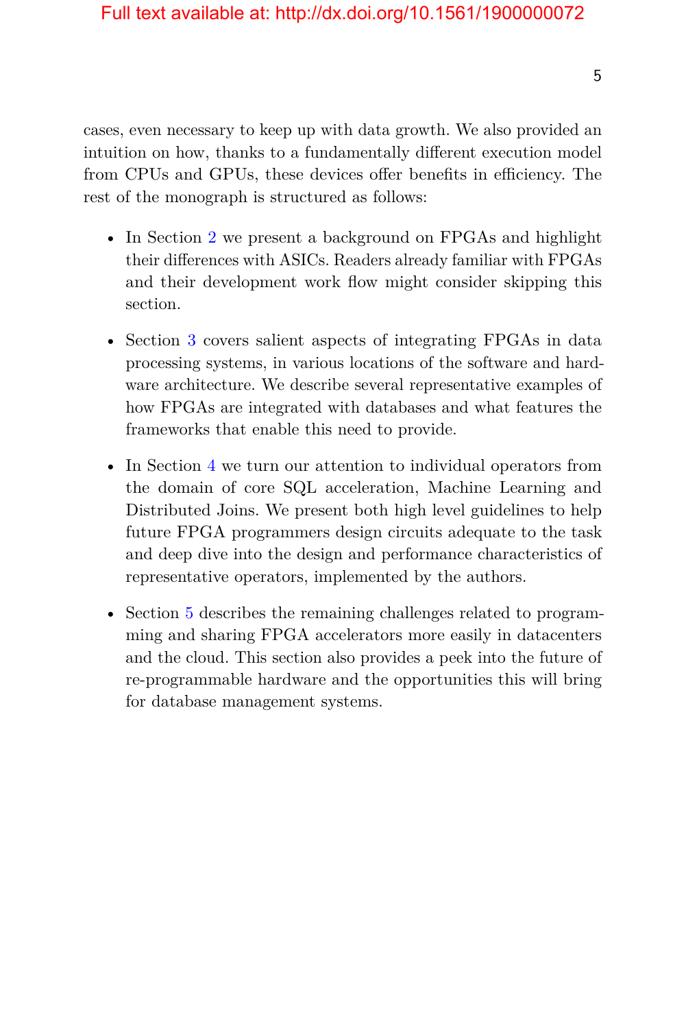cases, even necessary to keep up with data growth. We also provided an intuition on how, thanks to a fundamentally different execution model from CPUs and GPUs, these devices offer benefits in efficiency. The rest of the monograph is structured as follows:

- In Section 2 we present a background on FPGAs and highlight their differences with ASICs. Readers already familiar with FPGAs and their development work flow might consider skipping this section.
- Section 3 covers salient aspects of integrating FPGAs in data processing systems, in various locations of the software and hardware architecture. We describe several representative examples of how FPGAs are integrated with databases and what features the frameworks that enable this need to provide.
- In Section 4 we turn our attention to individual operators from the domain of core SQL acceleration, Machine Learning and Distributed Joins. We present both high level guidelines to help future FPGA programmers design circuits adequate to the task and deep dive into the design and performance characteristics of representative operators, implemented by the authors.
- Section 5 describes the remaining challenges related to programming and sharing FPGA accelerators more easily in datacenters and the cloud. This section also provides a peek into the future of re-programmable hardware and the opportunities this will bring for database management systems.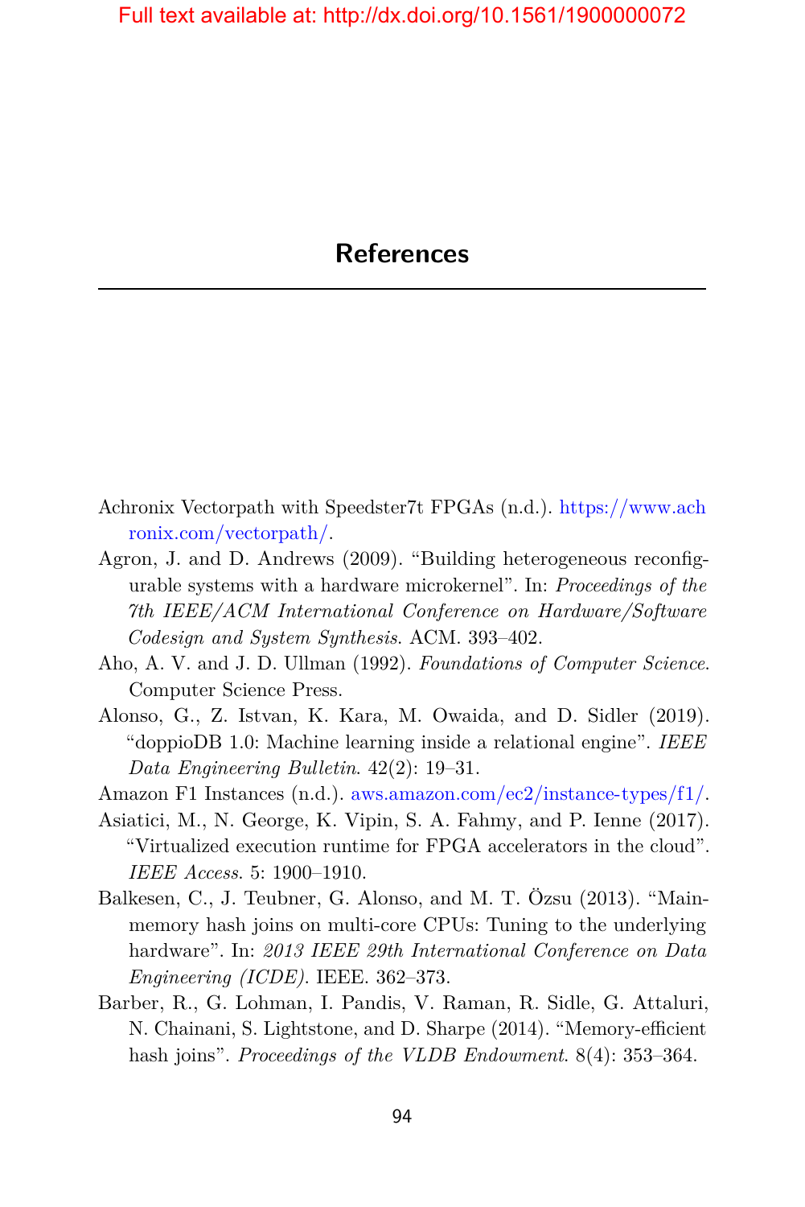# References

Achronix Vectorpath with Speedster7t FPGAs (n.d.). https://www.achronix.com/vectorpath/.

Agron, J. and D. Andrews (2009). "Building heterogeneous reconfigurable systems with a hardware microkernel". In: *Proceedings of the 7th IEEE/ACM International Conference on Hardware/Software Codesign and System Synthesis*. ACM. 393–402.

Aho, A. V. and J. D. Ullman (1992). *Foundations of Computer Science*. Computer Science Press.

Alonso, G., Z. Istvan, K. Kara, M. Owaida, and D. Sidler (2019). "doppioDB 1.0: Machine learning inside a relational engine". *IEEE Data Engineering Bulletin*. 42(2): 19–31.

Amazon F1 Instances (n.d.). aws.amazon.com/ec2/instance-types/f1/.

Asiatici, M., N. George, K. Vipin, S. A. Fahmy, and P. Ienne (2017). "Virtualized execution runtime for FPGA accelerators in the cloud". *IEEE Access*. 5: 1900–1910.

Balkesen, C., J. Teubner, G. Alonso, and M. T. Özsu (2013). "Main-memory hash joins on multi-core CPUs: Tuning to the underlying hardware". In: *2013 IEEE 29th International Conference on Data Engineering (ICDE)*. IEEE. 362–373.

Barber, R., G. Lohman, I. Pandis, V. Raman, R. Sidle, G. Attaluri, N. Chainani, S. Lightstone, and D. Sharpe (2014). "Memory-efficient hash joins". *Proceedings of the VLDB Endowment*. 8(4): 353–364.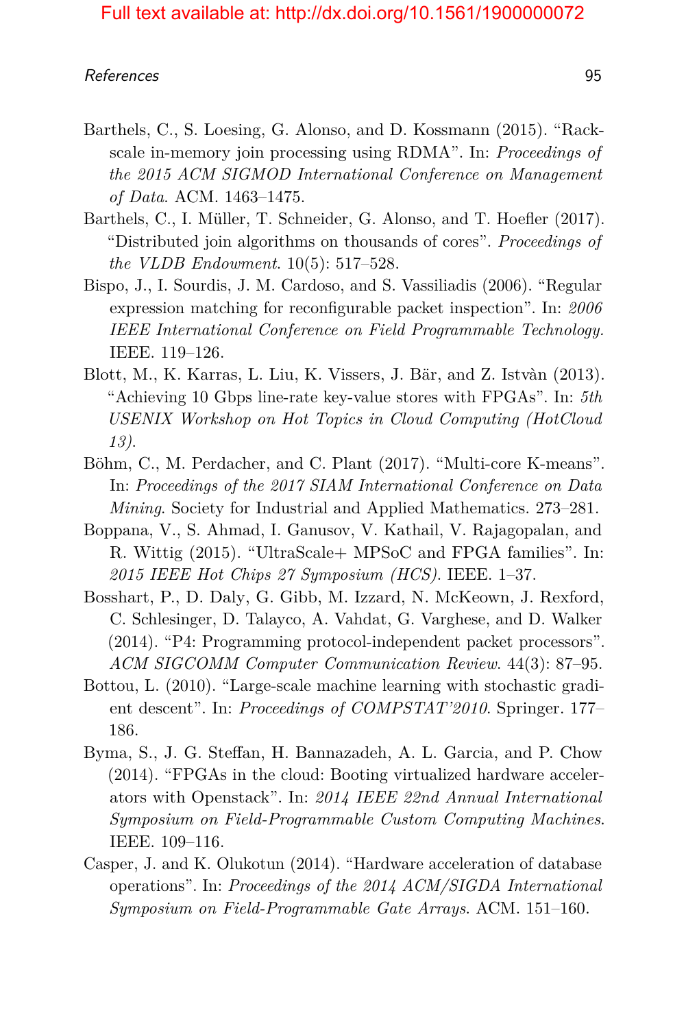Barthels, C., S. Loesing, G. Alonso, and D. Kossmann (2015). "Rack-scale in-memory join processing using RDMA". In: *Proceedings of the 2015 ACM SIGMOD International Conference on Management of Data*. ACM. 1463–1475.

Barthels, C., I. Müller, T. Schneider, G. Alonso, and T. Hoefler (2017). "Distributed join algorithms on thousands of cores". *Proceedings of the VLDB Endowment*. 10(5): 517–528.

Bispo, J., I. Sourdis, J. M. Cardoso, and S. Vassiliadis (2006). "Regular expression matching for reconfigurable packet inspection". In: *2006 IEEE International Conference on Field Programmable Technology*. IEEE. 119–126.

Blott, M., K. Karras, L. Liu, K. Vissers, J. Bär, and Z. Istvàn (2013). "Achieving 10 Gbps line-rate key-value stores with FPGAs". In: *5th USENIX Workshop on Hot Topics in Cloud Computing (HotCloud 13)*.

Böhm, C., M. Perdacher, and C. Plant (2017). "Multi-core K-means". In: *Proceedings of the 2017 SIAM International Conference on Data Mining*. Society for Industrial and Applied Mathematics. 273–281.

Boppana, V., S. Ahmad, I. Ganusov, V. Kathail, V. Rajagopalan, and R. Wittig (2015). "UltraScale+ MPSoC and FPGA families". In: *2015 IEEE Hot Chips 27 Symposium (HCS)*. IEEE. 1–37.

Bosshart, P., D. Daly, G. Gibb, M. Izzard, N. McKeown, J. Rexford, C. Schlesinger, D. Talayco, A. Vahdat, G. Varghese, and D. Walker (2014). "P4: Programming protocol-independent packet processors". *ACM SIGCOMM Computer Communication Review*. 44(3): 87–95.

Bottou, L. (2010). "Large-scale machine learning with stochastic gradient descent". In: *Proceedings of COMPSTAT'2010*. Springer. 177–186.

Byma, S., J. G. Steffan, H. Bannazadeh, A. L. Garcia, and P. Chow (2014). "FPGAs in the cloud: Booting virtualized hardware accelerators with Openstack". In: *2014 IEEE 22nd Annual International Symposium on Field-Programmable Custom Computing Machines*. IEEE. 109–116.

Casper, J. and K. Olukotun (2014). "Hardware acceleration of database operations". In: *Proceedings of the 2014 ACM/SIGDA International Symposium on Field-Programmable Gate Arrays*. ACM. 151–160.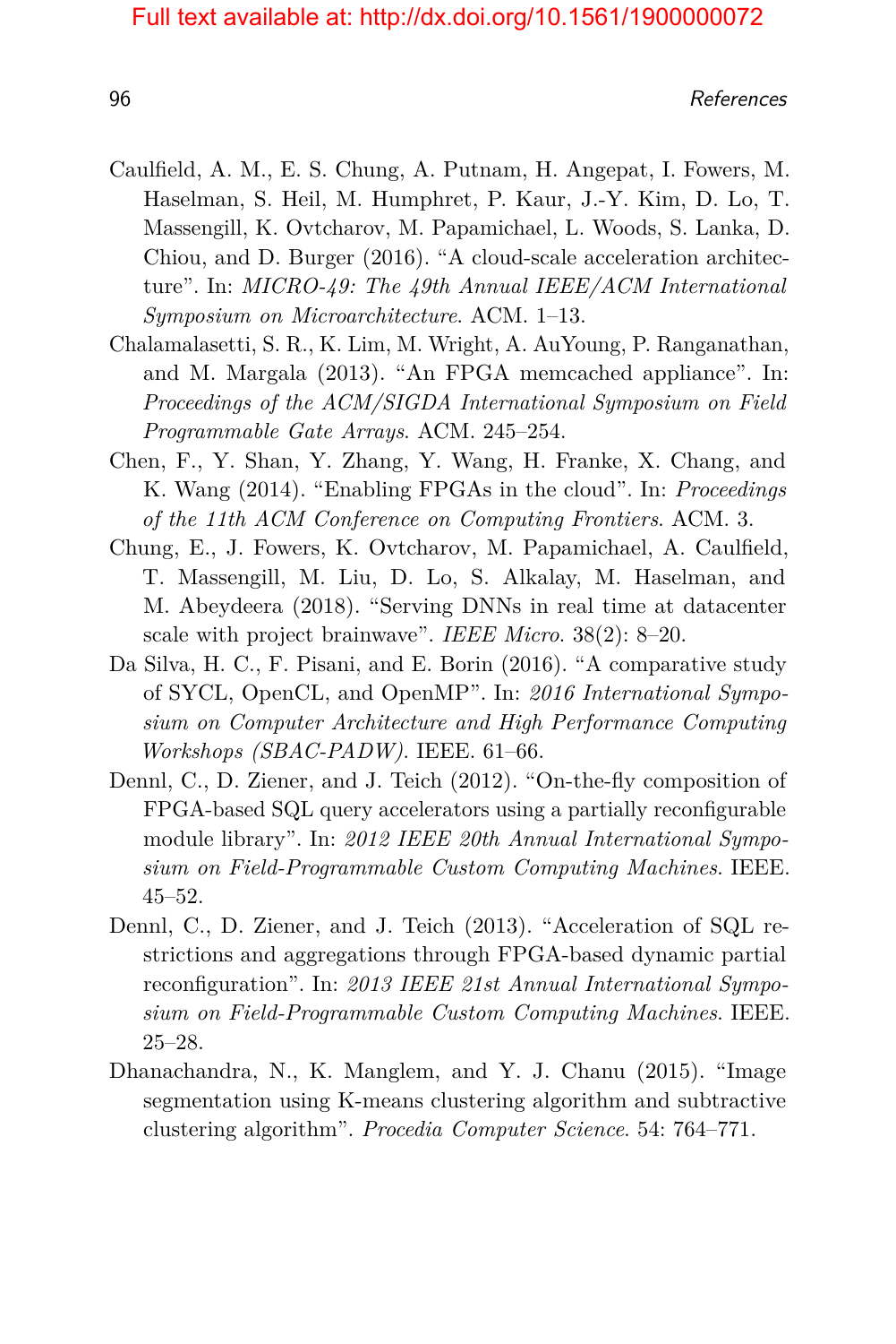Caulfield, A. M., E. S. Chung, A. Putnam, H. Angepat, I. Fowers, M. Haselman, S. Heil, M. Humphret, P. Kaur, J.-Y. Kim, D. Lo, T. Massengill, K. Ovtcharov, M. Papamichael, L. Woods, S. Lanka, D. Chiou, and D. Burger (2016). "A cloud-scale acceleration architecture". In: *MICRO-49: The 49th Annual IEEE/ACM International Symposium on Microarchitecture*. ACM. 1–13.

Chalamalasetti, S. R., K. Lim, M. Wright, A. AuYoung, P. Ranganathan, and M. Margala (2013). "An FPGA memcached appliance". In: *Proceedings of the ACM/SIGDA International Symposium on Field Programmable Gate Arrays*. ACM. 245–254.

Chen, F., Y. Shan, Y. Zhang, Y. Wang, H. Franke, X. Chang, and K. Wang (2014). "Enabling FPGAs in the cloud". In: *Proceedings of the 11th ACM Conference on Computing Frontiers*. ACM. 3.

Chung, E., J. Fowers, K. Ovtcharov, M. Papamichael, A. Caulfield, T. Massengill, M. Liu, D. Lo, S. Alkalay, M. Haselman, and M. Abeydeera (2018). "Serving DNNs in real time at datacenter scale with project brainwave". *IEEE Micro*. 38(2): 8–20.

Da Silva, H. C., F. Pisani, and E. Borin (2016). "A comparative study of SYCL, OpenCL, and OpenMP". In: *2016 International Symposium on Computer Architecture and High Performance Computing Workshops (SBAC-PADW)*. IEEE. 61–66.

Dennl, C., D. Ziener, and J. Teich (2012). "On-the-fly composition of FPGA-based SQL query accelerators using a partially reconfigurable module library". In: *2012 IEEE 20th Annual International Symposium on Field-Programmable Custom Computing Machines*. IEEE. 45–52.

Dennl, C., D. Ziener, and J. Teich (2013). "Acceleration of SQL restrictions and aggregations through FPGA-based dynamic partial reconfiguration". In: *2013 IEEE 21st Annual International Symposium on Field-Programmable Custom Computing Machines*. IEEE. 25–28.

Dhanachandra, N., K. Manglem, and Y. J. Chanu (2015). "Image segmentation using K-means clustering algorithm and subtractive clustering algorithm". *Procedia Computer Science*. 54: 764–771.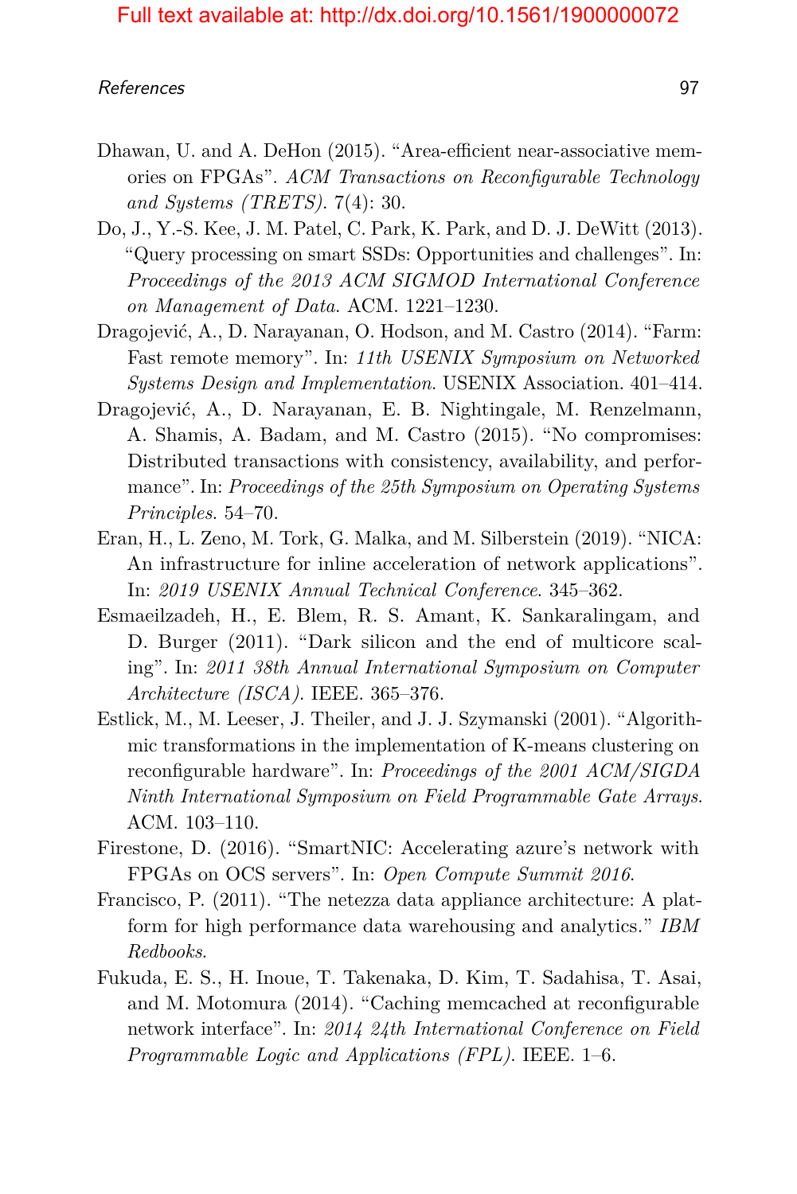Dhawan, U. and A. DeHon (2015). "Area-efficient near-associative memories on FPGAs". *ACM Transactions on Reconfigurable Technology and Systems (TRETS)*. 7(4): 30.

Do, J., Y.-S. Kee, J. M. Patel, C. Park, K. Park, and D. J. DeWitt (2013). "Query processing on smart SSDs: Opportunities and challenges". In: *Proceedings of the 2013 ACM SIGMOD International Conference on Management of Data*. ACM. 1221–1230.

Dragojević, A., D. Narayanan, O. Hodson, and M. Castro (2014). "Farm: Fast remote memory". In: *11th USENIX Symposium on Networked Systems Design and Implementation*. USENIX Association. 401–414.

Dragojević, A., D. Narayanan, E. B. Nightingale, M. Renzelmann, A. Shamis, A. Badam, and M. Castro (2015). "No compromises: Distributed transactions with consistency, availability, and performance". In: *Proceedings of the 25th Symposium on Operating Systems Principles*. 54–70.

Eran, H., L. Zeno, M. Tork, G. Malka, and M. Silberstein (2019). "NICA: An infrastructure for inline acceleration of network applications". In: *2019 USENIX Annual Technical Conference*. 345–362.

Esmaeilzadeh, H., E. Blem, R. S. Amant, K. Sankaralingam, and D. Burger (2011). "Dark silicon and the end of multicore scaling". In: *2011 38th Annual International Symposium on Computer Architecture (ISCA)*. IEEE. 365–376.

Estlick, M., M. Leeser, J. Theiler, and J. J. Szymanski (2001). "Algorithmic transformations in the implementation of K-means clustering on reconfigurable hardware". In: *Proceedings of the 2001 ACM/SIGDA Ninth International Symposium on Field Programmable Gate Arrays*. ACM. 103–110.

Firestone, D. (2016). "SmartNIC: Accelerating azure's network with FPGAs on OCS servers". In: *Open Compute Summit 2016*.

Francisco, P. (2011). "The netezza data appliance architecture: A platform for high performance data warehousing and analytics." *IBM Redbooks*.

Fukuda, E. S., H. Inoue, T. Takenaka, D. Kim, T. Sadahisa, T. Asai, and M. Motomura (2014). "Caching memcached at reconfigurable network interface". In: *2014 24th International Conference on Field Programmable Logic and Applications (FPL)*. IEEE. 1–6.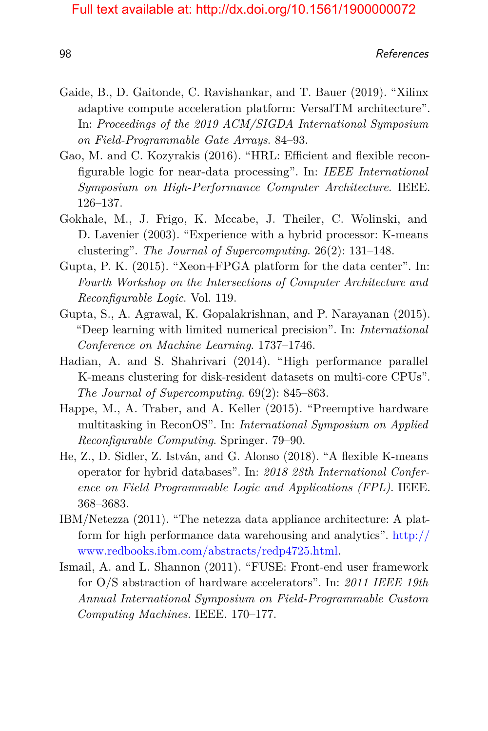Gaide, B., D. Gaitonde, C. Ravishankar, and T. Bauer (2019). "Xilinx adaptive compute acceleration platform: VersalTM architecture". In: *Proceedings of the 2019 ACM/SIGDA International Symposium on Field-Programmable Gate Arrays*. 84–93.

Gao, M. and C. Kozyrakis (2016). "HRL: Efficient and flexible reconfigurable logic for near-data processing". In: *IEEE International Symposium on High-Performance Computer Architecture*. IEEE. 126–137.

Gokhale, M., J. Frigo, K. Mccabe, J. Theiler, C. Wolinski, and D. Lavenier (2003). "Experience with a hybrid processor: K-means clustering". *The Journal of Supercomputing*. 26(2): 131–148.

Gupta, P. K. (2015). "Xeon+FPGA platform for the data center". In: *Fourth Workshop on the Intersections of Computer Architecture and Reconfigurable Logic*. Vol. 119.

Gupta, S., A. Agrawal, K. Gopalakrishnan, and P. Narayanan (2015). "Deep learning with limited numerical precision". In: *International Conference on Machine Learning*. 1737–1746.

Hadian, A. and S. Shahrivari (2014). "High performance parallel K-means clustering for disk-resident datasets on multi-core CPUs". *The Journal of Supercomputing*. 69(2): 845–863.

Happe, M., A. Traber, and A. Keller (2015). "Preemptive hardware multitasking in ReconOS". In: *International Symposium on Applied Reconfigurable Computing*. Springer. 79–90.

He, Z., D. Sidler, Z. István, and G. Alonso (2018). "A flexible K-means operator for hybrid databases". In: *2018 28th International Conference on Field Programmable Logic and Applications (FPL)*. IEEE. 368–3683.

IBM/Netezza (2011). "The netezza data appliance architecture: A platform for high performance data warehousing and analytics". http://www.redbooks.ibm.com/abstracts/redp4725.html.

Ismail, A. and L. Shannon (2011). "FUSE: Front-end user framework for O/S abstraction of hardware accelerators". In: *2011 IEEE 19th Annual International Symposium on Field-Programmable Custom Computing Machines*. IEEE. 170–177.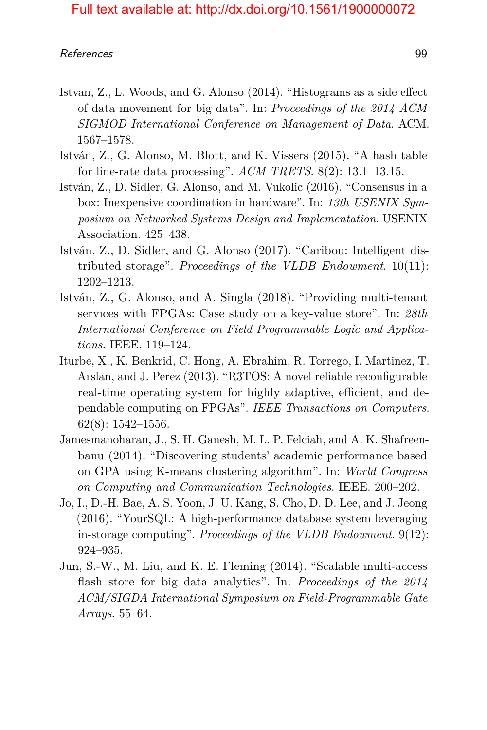Istvan, Z., L. Woods, and G. Alonso (2014). "Histograms as a side effect of data movement for big data". In: *Proceedings of the 2014 ACM SIGMOD International Conference on Management of Data*. ACM. 1567–1578.

István, Z., G. Alonso, M. Blott, and K. Vissers (2015). "A hash table for line-rate data processing". *ACM TRETS*. 8(2): 13.1–13.15.

István, Z., D. Sidler, G. Alonso, and M. Vukolic (2016). "Consensus in a box: Inexpensive coordination in hardware". In: *13th USENIX Symposium on Networked Systems Design and Implementation*. USENIX Association. 425–438.

István, Z., D. Sidler, and G. Alonso (2017). "Caribou: Intelligent distributed storage". *Proceedings of the VLDB Endowment*. 10(11): 1202–1213.

István, Z., G. Alonso, and A. Singla (2018). "Providing multi-tenant services with FPGAs: Case study on a key-value store". In: *28th International Conference on Field Programmable Logic and Applications*. IEEE. 119–124.

Iturbe, X., K. Benkrid, C. Hong, A. Ebrahim, R. Torrego, I. Martinez, T. Arslan, and J. Perez (2013). "R3TOS: A novel reliable reconfigurable real-time operating system for highly adaptive, efficient, and dependable computing on FPGAs". *IEEE Transactions on Computers*. 62(8): 1542–1556.

Jamesmanoharan, J., S. H. Ganesh, M. L. P. Felciah, and A. K. Shafreenbanu (2014). "Discovering students' academic performance based on GPA using K-means clustering algorithm". In: *World Congress on Computing and Communication Technologies*. IEEE. 200–202.

Jo, I., D.-H. Bae, A. S. Yoon, J. U. Kang, S. Cho, D. D. Lee, and J. Jeong (2016). "YourSQL: A high-performance database system leveraging in-storage computing". *Proceedings of the VLDB Endowment*. 9(12): 924–935.

Jun, S.-W., M. Liu, and K. E. Fleming (2014). "Scalable multi-access flash store for big data analytics". In: *Proceedings of the 2014 ACM/SIGDA International Symposium on Field-Programmable Gate Arrays*. 55–64.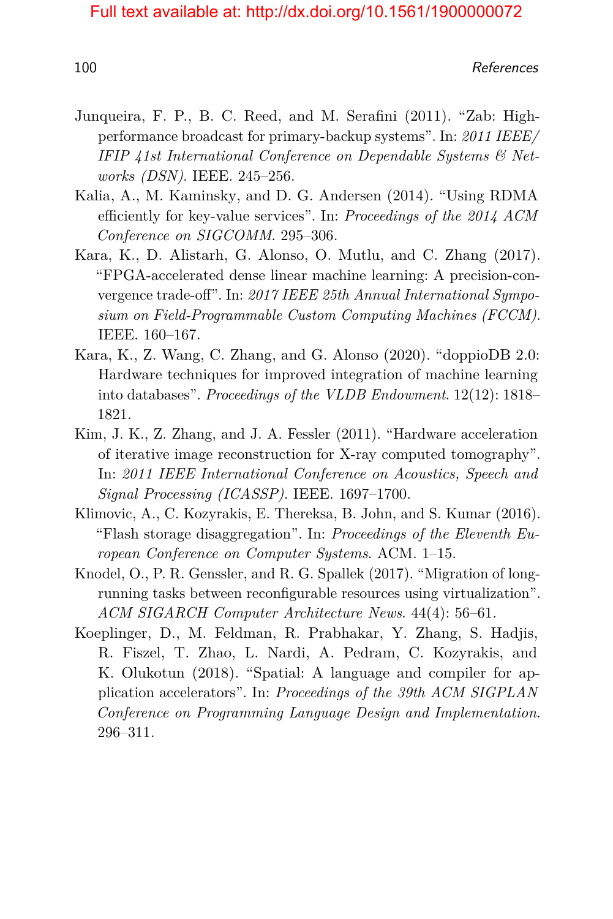Junqueira, F. P., B. C. Reed, and M. Serafini (2011). "Zab: High-performance broadcast for primary-backup systems". In: *2011 IEEE/IFIP 41st International Conference on Dependable Systems & Networks (DSN)*. IEEE. 245–256.

Kalia, A., M. Kaminsky, and D. G. Andersen (2014). "Using RDMA efficiently for key-value services". In: *Proceedings of the 2014 ACM Conference on SIGCOMM*. 295–306.

Kara, K., D. Alistarh, G. Alonso, O. Mutlu, and C. Zhang (2017). "FPGA-accelerated dense linear machine learning: A precision-convergence trade-off". In: *2017 IEEE 25th Annual International Symposium on Field-Programmable Custom Computing Machines (FCCM)*. IEEE. 160–167.

Kara, K., Z. Wang, C. Zhang, and G. Alonso (2020). "doppioDB 2.0: Hardware techniques for improved integration of machine learning into databases". *Proceedings of the VLDB Endowment*. 12(12): 1818–1821.

Kim, J. K., Z. Zhang, and J. A. Fessler (2011). "Hardware acceleration of iterative image reconstruction for X-ray computed tomography". In: *2011 IEEE International Conference on Acoustics, Speech and Signal Processing (ICASSP)*. IEEE. 1697–1700.

Klimovic, A., C. Kozyrakis, E. Thereksa, B. John, and S. Kumar (2016). "Flash storage disaggregation". In: *Proceedings of the Eleventh European Conference on Computer Systems*. ACM. 1–15.

Knodel, O., P. R. Genssler, and R. G. Spallek (2017). "Migration of long-running tasks between reconfigurable resources using virtualization". *ACM SIGARCH Computer Architecture News*. 44(4): 56–61.

Koeplinger, D., M. Feldman, R. Prabhakar, Y. Zhang, S. Hadjis, R. Fiszel, T. Zhao, L. Nardi, A. Pedram, C. Kozyrakis, and K. Olukotun (2018). "Spatial: A language and compiler for application accelerators". In: *Proceedings of the 39th ACM SIGPLAN Conference on Programming Language Design and Implementation*. 296–311.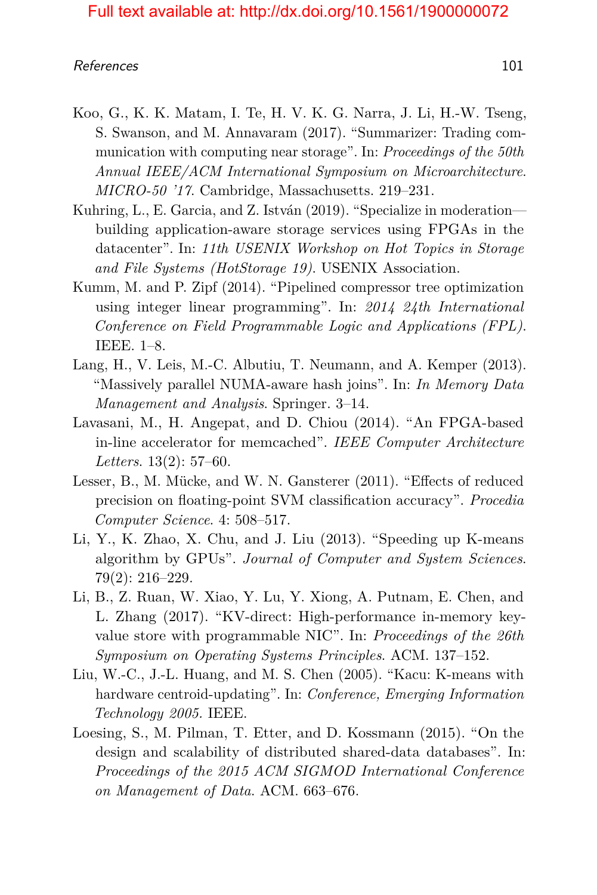Koo, G., K. K. Matam, I. Te, H. V. K. G. Narra, J. Li, H.-W. Tseng, S. Swanson, and M. Annavaram (2017). "Summarizer: Trading communication with computing near storage". In: *Proceedings of the 50th Annual IEEE/ACM International Symposium on Microarchitecture. MICRO-50 '17*. Cambridge, Massachusetts. 219–231.

Kuhring, L., E. Garcia, and Z. István (2019). "Specialize in moderation—building application-aware storage services using FPGAs in the datacenter". In: *11th USENIX Workshop on Hot Topics in Storage and File Systems (HotStorage 19)*. USENIX Association.

Kumm, M. and P. Zipf (2014). "Pipelined compressor tree optimization using integer linear programming". In: *2014 24th International Conference on Field Programmable Logic and Applications (FPL)*. IEEE. 1–8.

Lang, H., V. Leis, M.-C. Albutiu, T. Neumann, and A. Kemper (2013). "Massively parallel NUMA-aware hash joins". In: *In Memory Data Management and Analysis*. Springer. 3–14.

Lavasani, M., H. Angepat, and D. Chiou (2014). "An FPGA-based in-line accelerator for memcached". *IEEE Computer Architecture Letters*. 13(2): 57–60.

Lesser, B., M. Mücke, and W. N. Gansterer (2011). "Effects of reduced precision on floating-point SVM classification accuracy". *Procedia Computer Science*. 4: 508–517.

Li, Y., K. Zhao, X. Chu, and J. Liu (2013). "Speeding up K-means algorithm by GPUs". *Journal of Computer and System Sciences*. 79(2): 216–229.

Li, B., Z. Ruan, W. Xiao, Y. Lu, Y. Xiong, A. Putnam, E. Chen, and L. Zhang (2017). "KV-direct: High-performance in-memory key-value store with programmable NIC". In: *Proceedings of the 26th Symposium on Operating Systems Principles*. ACM. 137–152.

Liu, W.-C., J.-L. Huang, and M. S. Chen (2005). "Kacu: K-means with hardware centroid-updating". In: *Conference, Emerging Information Technology 2005.* IEEE.

Loesing, S., M. Pilman, T. Etter, and D. Kossmann (2015). "On the design and scalability of distributed shared-data databases". In: *Proceedings of the 2015 ACM SIGMOD International Conference on Management of Data*. ACM. 663–676.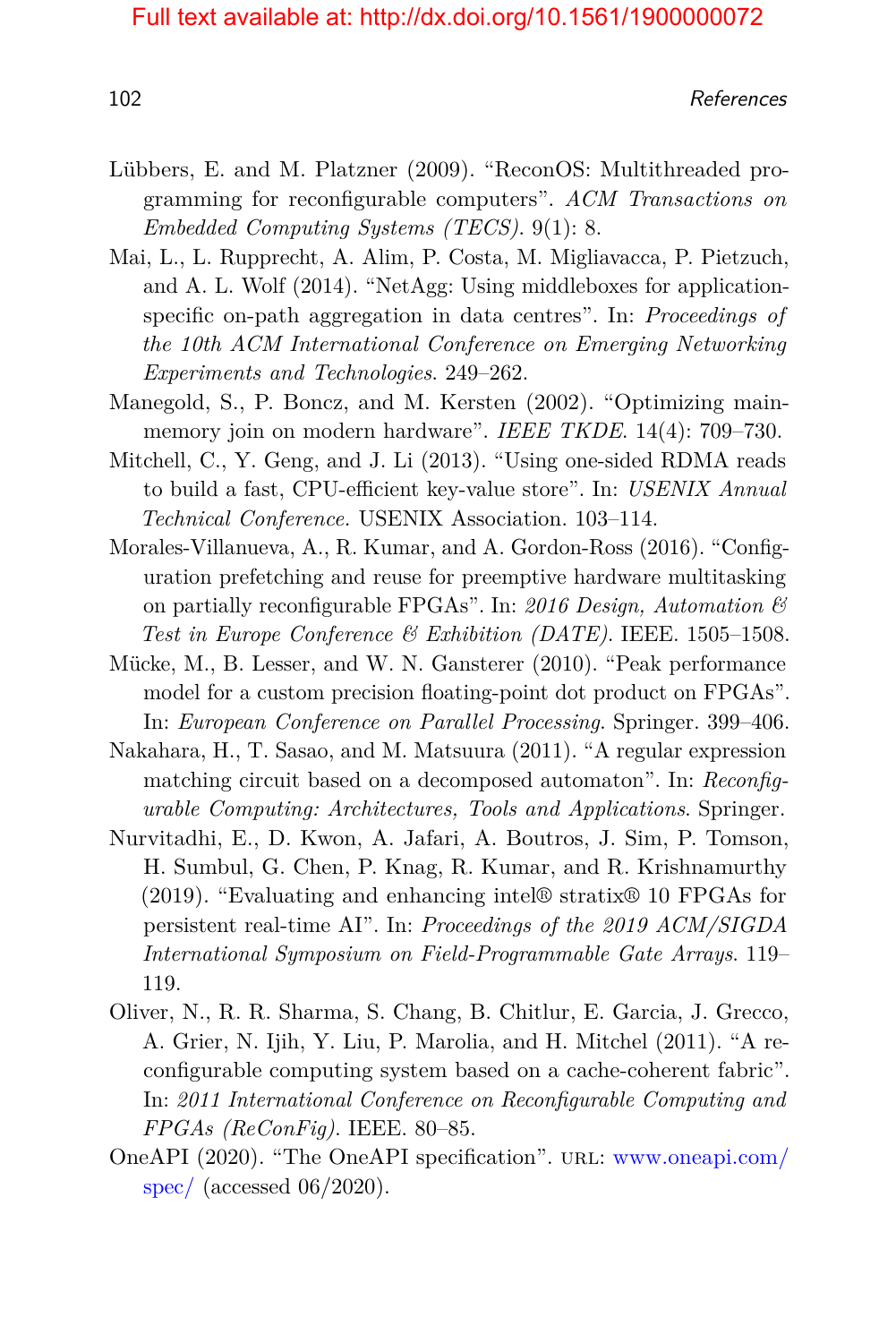Lübbers, E. and M. Platzner (2009). "ReconOS: Multithreaded programming for reconfigurable computers". *ACM Transactions on Embedded Computing Systems (TECS)*. 9(1): 8.

Mai, L., L. Rupprecht, A. Alim, P. Costa, M. Migliavacca, P. Pietzuch, and A. L. Wolf (2014). "NetAgg: Using middleboxes for application-specific on-path aggregation in data centres". In: *Proceedings of the 10th ACM International Conference on Emerging Networking Experiments and Technologies*. 249–262.

Manegold, S., P. Boncz, and M. Kersten (2002). "Optimizing main-memory join on modern hardware". *IEEE TKDE*. 14(4): 709–730.

Mitchell, C., Y. Geng, and J. Li (2013). "Using one-sided RDMA reads to build a fast, CPU-efficient key-value store". In: *USENIX Annual Technical Conference*. USENIX Association. 103–114.

Morales-Villanueva, A., R. Kumar, and A. Gordon-Ross (2016). "Configuration prefetching and reuse for preemptive hardware multitasking on partially reconfigurable FPGAs". In: *2016 Design, Automation & Test in Europe Conference & Exhibition (DATE)*. IEEE. 1505–1508.

Mücke, M., B. Lesser, and W. N. Gansterer (2010). "Peak performance model for a custom precision floating-point dot product on FPGAs". In: *European Conference on Parallel Processing*. Springer. 399–406.

Nakahara, H., T. Sasao, and M. Matsuura (2011). "A regular expression matching circuit based on a decomposed automaton". In: *Reconfigurable Computing: Architectures, Tools and Applications*. Springer.

Nurvitadhi, E., D. Kwon, A. Jafari, A. Boutros, J. Sim, P. Tomson, H. Sumbul, G. Chen, P. Knag, R. Kumar, and R. Krishnamurthy (2019). "Evaluating and enhancing intel® stratix® 10 FPGAs for persistent real-time AI". In: *Proceedings of the 2019 ACM/SIGDA International Symposium on Field-Programmable Gate Arrays*. 119–119.

Oliver, N., R. R. Sharma, S. Chang, B. Chitlur, E. Garcia, J. Grecco, A. Grier, N. Ijih, Y. Liu, P. Marolia, and H. Mitchel (2011). "A reconfigurable computing system based on a cache-coherent fabric". In: *2011 International Conference on Reconfigurable Computing and FPGAs (ReConFig)*. IEEE. 80–85.

OneAPI (2020). "The OneAPI specification". URL: www.oneapi.com/spec/ (accessed 06/2020).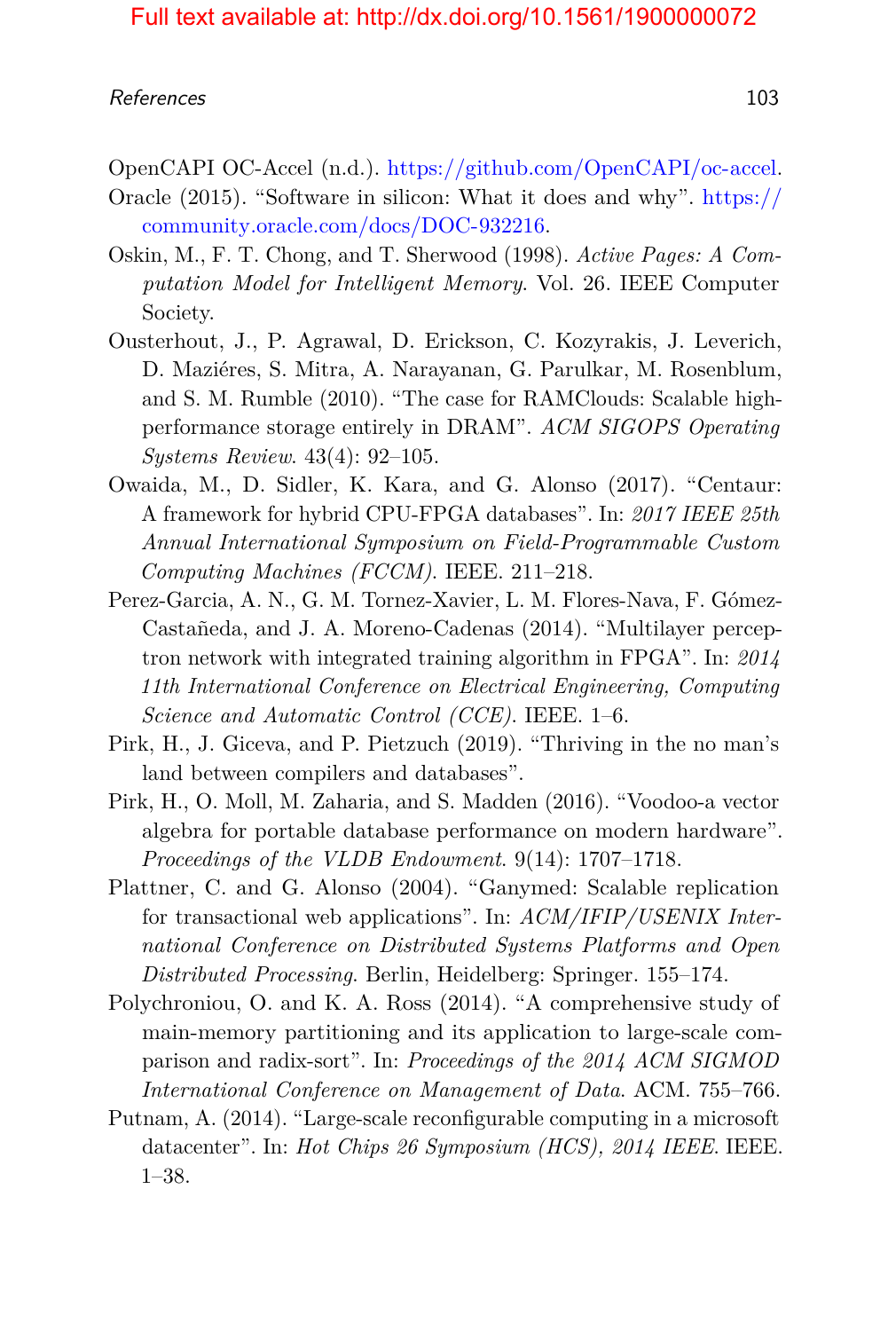OpenCAPI OC-Accel (n.d.). https://github.com/OpenCAPI/oc-accel.

Oracle (2015). "Software in silicon: What it does and why". https://community.oracle.com/docs/DOC-932216.

Oskin, M., F. T. Chong, and T. Sherwood (1998). *Active Pages: A Computation Model for Intelligent Memory*. Vol. 26. IEEE Computer Society.

Ousterhout, J., P. Agrawal, D. Erickson, C. Kozyrakis, J. Leverich, D. Maziéres, S. Mitra, A. Narayanan, G. Parulkar, M. Rosenblum, and S. M. Rumble (2010). "The case for RAMClouds: Scalable high-performance storage entirely in DRAM". *ACM SIGOPS Operating Systems Review*. 43(4): 92–105.

Owaida, M., D. Sidler, K. Kara, and G. Alonso (2017). "Centaur: A framework for hybrid CPU-FPGA databases". In: *2017 IEEE 25th Annual International Symposium on Field-Programmable Custom Computing Machines (FCCM)*. IEEE. 211–218.

Perez-Garcia, A. N., G. M. Tornez-Xavier, L. M. Flores-Nava, F. Gómez-Castañeda, and J. A. Moreno-Cadenas (2014). "Multilayer perceptron network with integrated training algorithm in FPGA". In: *2014 11th International Conference on Electrical Engineering, Computing Science and Automatic Control (CCE)*. IEEE. 1–6.

Pirk, H., J. Giceva, and P. Pietzuch (2019). "Thriving in the no man's land between compilers and databases".

Pirk, H., O. Moll, M. Zaharia, and S. Madden (2016). "Voodoo-a vector algebra for portable database performance on modern hardware". *Proceedings of the VLDB Endowment*. 9(14): 1707–1718.

Plattner, C. and G. Alonso (2004). "Ganymed: Scalable replication for transactional web applications". In: *ACM/IFIP/USENIX International Conference on Distributed Systems Platforms and Open Distributed Processing*. Berlin, Heidelberg: Springer. 155–174.

Polychroniou, O. and K. A. Ross (2014). "A comprehensive study of main-memory partitioning and its application to large-scale comparison and radix-sort". In: *Proceedings of the 2014 ACM SIGMOD International Conference on Management of Data*. ACM. 755–766.

Putnam, A. (2014). "Large-scale reconfigurable computing in a microsoft datacenter". In: *Hot Chips 26 Symposium (HCS), 2014 IEEE*. IEEE. 1–38.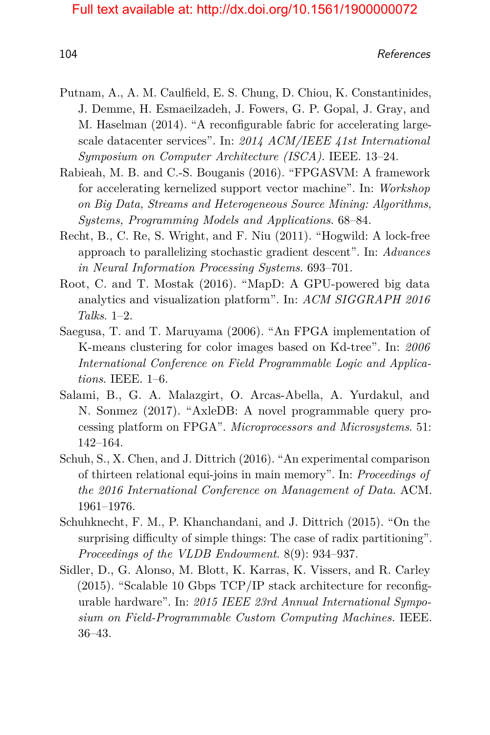Putnam, A., A. M. Caulfield, E. S. Chung, D. Chiou, K. Constantinides, J. Demme, H. Esmaeilzadeh, J. Fowers, G. P. Gopal, J. Gray, and M. Haselman (2014). "A reconfigurable fabric for accelerating large-scale datacenter services". In: *2014 ACM/IEEE 41st International Symposium on Computer Architecture (ISCA)*. IEEE. 13–24.

Rabieah, M. B. and C.-S. Bouganis (2016). "FPGASVM: A framework for accelerating kernelized support vector machine". In: *Workshop on Big Data, Streams and Heterogeneous Source Mining: Algorithms, Systems, Programming Models and Applications*. 68–84.

Recht, B., C. Re, S. Wright, and F. Niu (2011). "Hogwild: A lock-free approach to parallelizing stochastic gradient descent". In: *Advances in Neural Information Processing Systems*. 693–701.

Root, C. and T. Mostak (2016). "MapD: A GPU-powered big data analytics and visualization platform". In: *ACM SIGGRAPH 2016 Talks*. 1–2.

Saegusa, T. and T. Maruyama (2006). "An FPGA implementation of K-means clustering for color images based on Kd-tree". In: *2006 International Conference on Field Programmable Logic and Applications*. IEEE. 1–6.

Salami, B., G. A. Malazgirt, O. Arcas-Abella, A. Yurdakul, and N. Sonmez (2017). "AxleDB: A novel programmable query processing platform on FPGA". *Microprocessors and Microsystems*. 51: 142–164.

Schuh, S., X. Chen, and J. Dittrich (2016). "An experimental comparison of thirteen relational equi-joins in main memory". In: *Proceedings of the 2016 International Conference on Management of Data*. ACM. 1961–1976.

Schuhknecht, F. M., P. Khanchandani, and J. Dittrich (2015). "On the surprising difficulty of simple things: The case of radix partitioning". *Proceedings of the VLDB Endowment*. 8(9): 934–937.

Sidler, D., G. Alonso, M. Blott, K. Karras, K. Vissers, and R. Carley (2015). "Scalable 10 Gbps TCP/IP stack architecture for reconfigurable hardware". In: *2015 IEEE 23rd Annual International Symposium on Field-Programmable Custom Computing Machines*. IEEE. 36–43.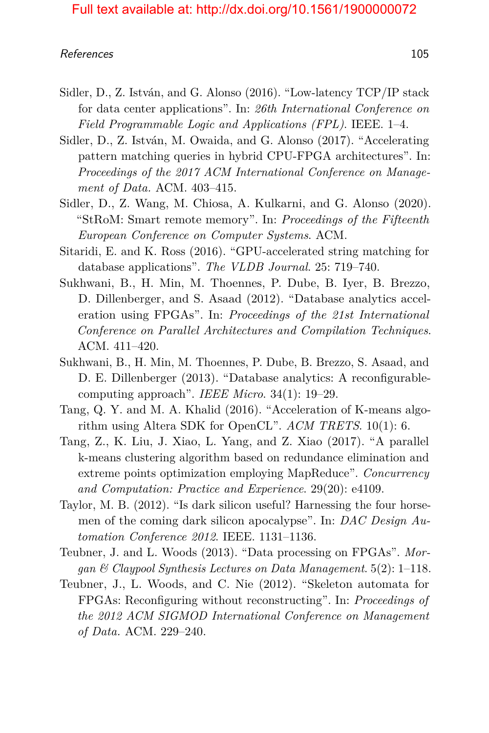Sidler, D., Z. István, and G. Alonso (2016). "Low-latency TCP/IP stack for data center applications". In: *26th International Conference on Field Programmable Logic and Applications (FPL)*. IEEE. 1–4.

Sidler, D., Z. István, M. Owaida, and G. Alonso (2017). "Accelerating pattern matching queries in hybrid CPU-FPGA architectures". In: *Proceedings of the 2017 ACM International Conference on Management of Data*. ACM. 403–415.

Sidler, D., Z. Wang, M. Chiosa, A. Kulkarni, and G. Alonso (2020). "StRoM: Smart remote memory". In: *Proceedings of the Fifteenth European Conference on Computer Systems*. ACM.

Sitaridi, E. and K. Ross (2016). "GPU-accelerated string matching for database applications". *The VLDB Journal*. 25: 719–740.

Sukhwani, B., H. Min, M. Thoennes, P. Dube, B. Iyer, B. Brezzo, D. Dillenberger, and S. Asaad (2012). "Database analytics acceleration using FPGAs". In: *Proceedings of the 21st International Conference on Parallel Architectures and Compilation Techniques*. ACM. 411–420.

Sukhwani, B., H. Min, M. Thoennes, P. Dube, B. Brezzo, S. Asaad, and D. E. Dillenberger (2013). "Database analytics: A reconfigurable-computing approach". *IEEE Micro*. 34(1): 19–29.

Tang, Q. Y. and M. A. Khalid (2016). "Acceleration of K-means algorithm using Altera SDK for OpenCL". *ACM TRETS*. 10(1): 6.

Tang, Z., K. Liu, J. Xiao, L. Yang, and Z. Xiao (2017). "A parallel k-means clustering algorithm based on redundance elimination and extreme points optimization employing MapReduce". *Concurrency and Computation: Practice and Experience*. 29(20): e4109.

Taylor, M. B. (2012). "Is dark silicon useful? Harnessing the four horsemen of the coming dark silicon apocalypse". In: *DAC Design Automation Conference 2012*. IEEE. 1131–1136.

Teubner, J. and L. Woods (2013). "Data processing on FPGAs". *Morgan & Claypool Synthesis Lectures on Data Management*. 5(2): 1–118.

Teubner, J., L. Woods, and C. Nie (2012). "Skeleton automata for FPGAs: Reconfiguring without reconstructing". In: *Proceedings of the 2012 ACM SIGMOD International Conference on Management of Data.* ACM. 229–240.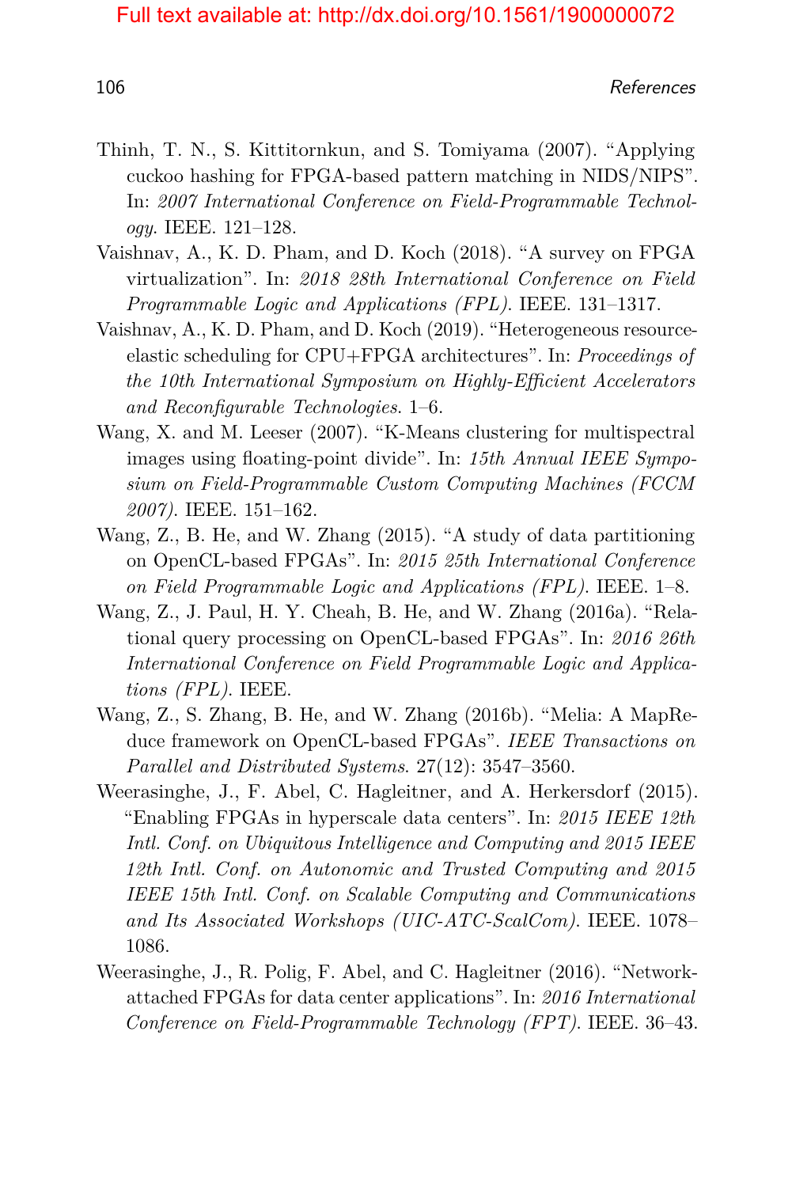Thinh, T. N., S. Kittitornkun, and S. Tomiyama (2007). "Applying cuckoo hashing for FPGA-based pattern matching in NIDS/NIPS". In: *2007 International Conference on Field-Programmable Technology*. IEEE. 121–128.

Vaishnav, A., K. D. Pham, and D. Koch (2018). "A survey on FPGA virtualization". In: *2018 28th International Conference on Field Programmable Logic and Applications (FPL)*. IEEE. 131–1317.

Vaishnav, A., K. D. Pham, and D. Koch (2019). "Heterogeneous resource-elastic scheduling for CPU+FPGA architectures". In: *Proceedings of the 10th International Symposium on Highly-Efficient Accelerators and Reconfigurable Technologies*. 1–6.

Wang, X. and M. Leeser (2007). "K-Means clustering for multispectral images using floating-point divide". In: *15th Annual IEEE Symposium on Field-Programmable Custom Computing Machines (FCCM 2007)*. IEEE. 151–162.

Wang, Z., B. He, and W. Zhang (2015). "A study of data partitioning on OpenCL-based FPGAs". In: *2015 25th International Conference on Field Programmable Logic and Applications (FPL)*. IEEE. 1–8.

Wang, Z., J. Paul, H. Y. Cheah, B. He, and W. Zhang (2016a). "Relational query processing on OpenCL-based FPGAs". In: *2016 26th International Conference on Field Programmable Logic and Applications (FPL)*. IEEE.

Wang, Z., S. Zhang, B. He, and W. Zhang (2016b). "Melia: A MapReduce framework on OpenCL-based FPGAs". *IEEE Transactions on Parallel and Distributed Systems*. 27(12): 3547–3560.

Weerasinghe, J., F. Abel, C. Hagleitner, and A. Herkersdorf (2015). "Enabling FPGAs in hyperscale data centers". In: *2015 IEEE 12th Intl. Conf. on Ubiquitous Intelligence and Computing and 2015 IEEE 12th Intl. Conf. on Autonomic and Trusted Computing and 2015 IEEE 15th Intl. Conf. on Scalable Computing and Communications and Its Associated Workshops (UIC-ATC-ScalCom)*. IEEE. 1078–1086.

Weerasinghe, J., R. Polig, F. Abel, and C. Hagleitner (2016). "Network-attached FPGAs for data center applications". In: *2016 International Conference on Field-Programmable Technology (FPT)*. IEEE. 36–43.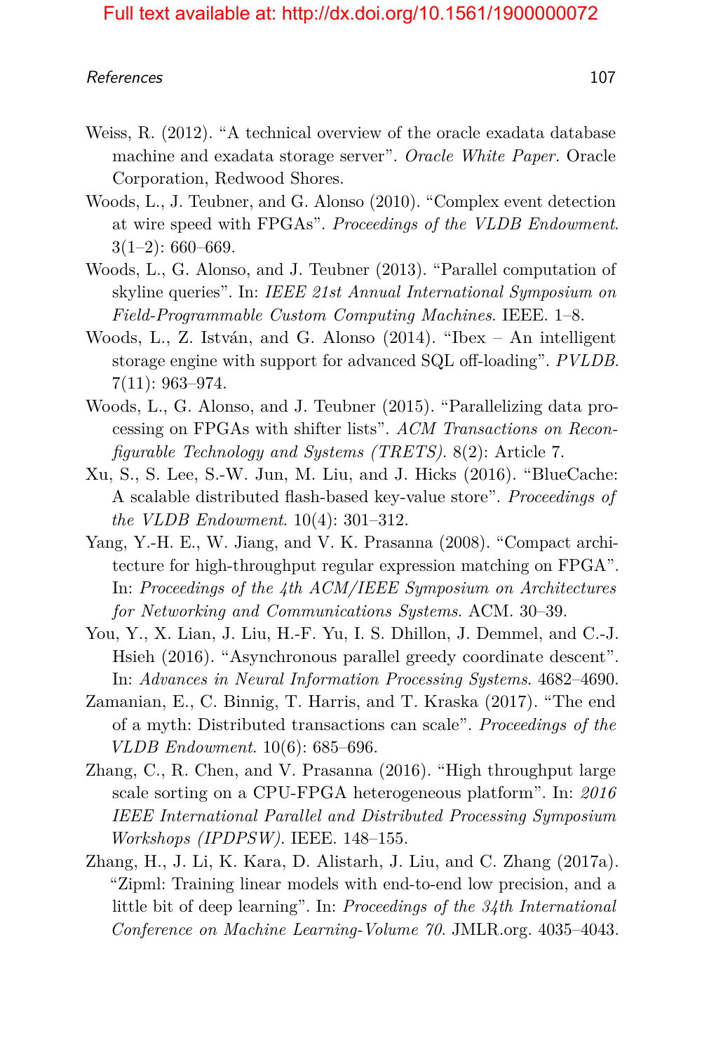Weiss, R. (2012). "A technical overview of the oracle exadata database machine and exadata storage server". *Oracle White Paper.* Oracle Corporation, Redwood Shores.

Woods, L., J. Teubner, and G. Alonso (2010). "Complex event detection at wire speed with FPGAs". *Proceedings of the VLDB Endowment*. 3(1–2): 660–669.

Woods, L., G. Alonso, and J. Teubner (2013). "Parallel computation of skyline queries". In: *IEEE 21st Annual International Symposium on Field-Programmable Custom Computing Machines*. IEEE. 1–8.

Woods, L., Z. István, and G. Alonso (2014). "Ibex – An intelligent storage engine with support for advanced SQL off-loading". *PVLDB*. 7(11): 963–974.

Woods, L., G. Alonso, and J. Teubner (2015). "Parallelizing data processing on FPGAs with shifter lists". *ACM Transactions on Reconfigurable Technology and Systems (TRETS)*. 8(2): Article 7.

Xu, S., S. Lee, S.-W. Jun, M. Liu, and J. Hicks (2016). "BlueCache: A scalable distributed flash-based key-value store". *Proceedings of the VLDB Endowment*. 10(4): 301–312.

Yang, Y.-H. E., W. Jiang, and V. K. Prasanna (2008). "Compact architecture for high-throughput regular expression matching on FPGA". In: *Proceedings of the 4th ACM/IEEE Symposium on Architectures for Networking and Communications Systems*. ACM. 30–39.

You, Y., X. Lian, J. Liu, H.-F. Yu, I. S. Dhillon, J. Demmel, and C.-J. Hsieh (2016). "Asynchronous parallel greedy coordinate descent". In: *Advances in Neural Information Processing Systems*. 4682–4690.

Zamanian, E., C. Binnig, T. Harris, and T. Kraska (2017). "The end of a myth: Distributed transactions can scale". *Proceedings of the VLDB Endowment*. 10(6): 685–696.

Zhang, C., R. Chen, and V. Prasanna (2016). "High throughput large scale sorting on a CPU-FPGA heterogeneous platform". In: *2016 IEEE International Parallel and Distributed Processing Symposium Workshops (IPDPSW)*. IEEE. 148–155.

Zhang, H., J. Li, K. Kara, D. Alistarh, J. Liu, and C. Zhang (2017a). "Zipml: Training linear models with end-to-end low precision, and a little bit of deep learning". In: *Proceedings of the 34th International Conference on Machine Learning-Volume 70*. JMLR.org. 4035–4043.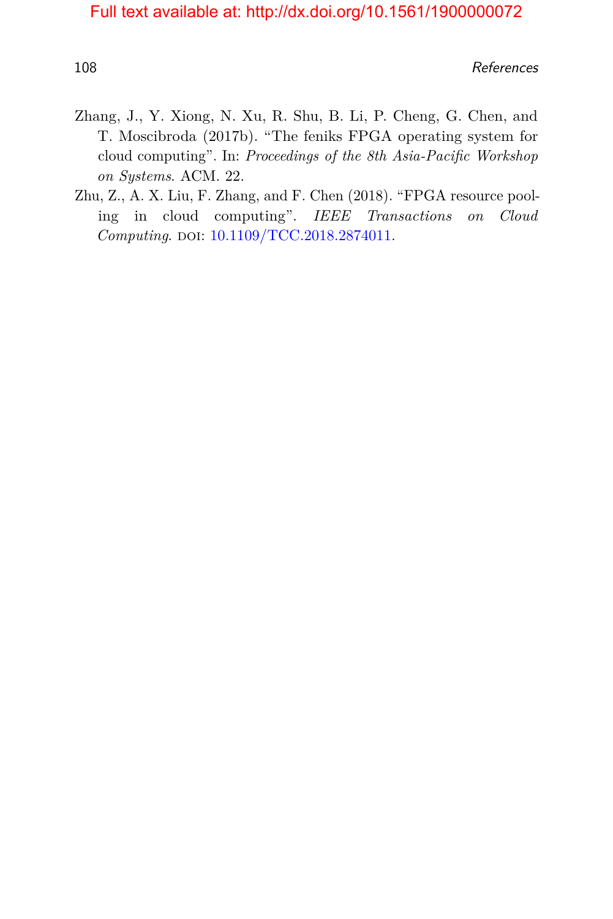Zhang, J., Y. Xiong, N. Xu, R. Shu, B. Li, P. Cheng, G. Chen, and T. Moscibroda (2017b). "The feniks FPGA operating system for cloud computing". In: *Proceedings of the 8th Asia-Pacific Workshop on Systems*. ACM. 22.

Zhu, Z., A. X. Liu, F. Zhang, and F. Chen (2018). "FPGA resource pooling in cloud computing". *IEEE Transactions on Cloud Computing*. DOI: 10.1109/TCC.2018.2874011.